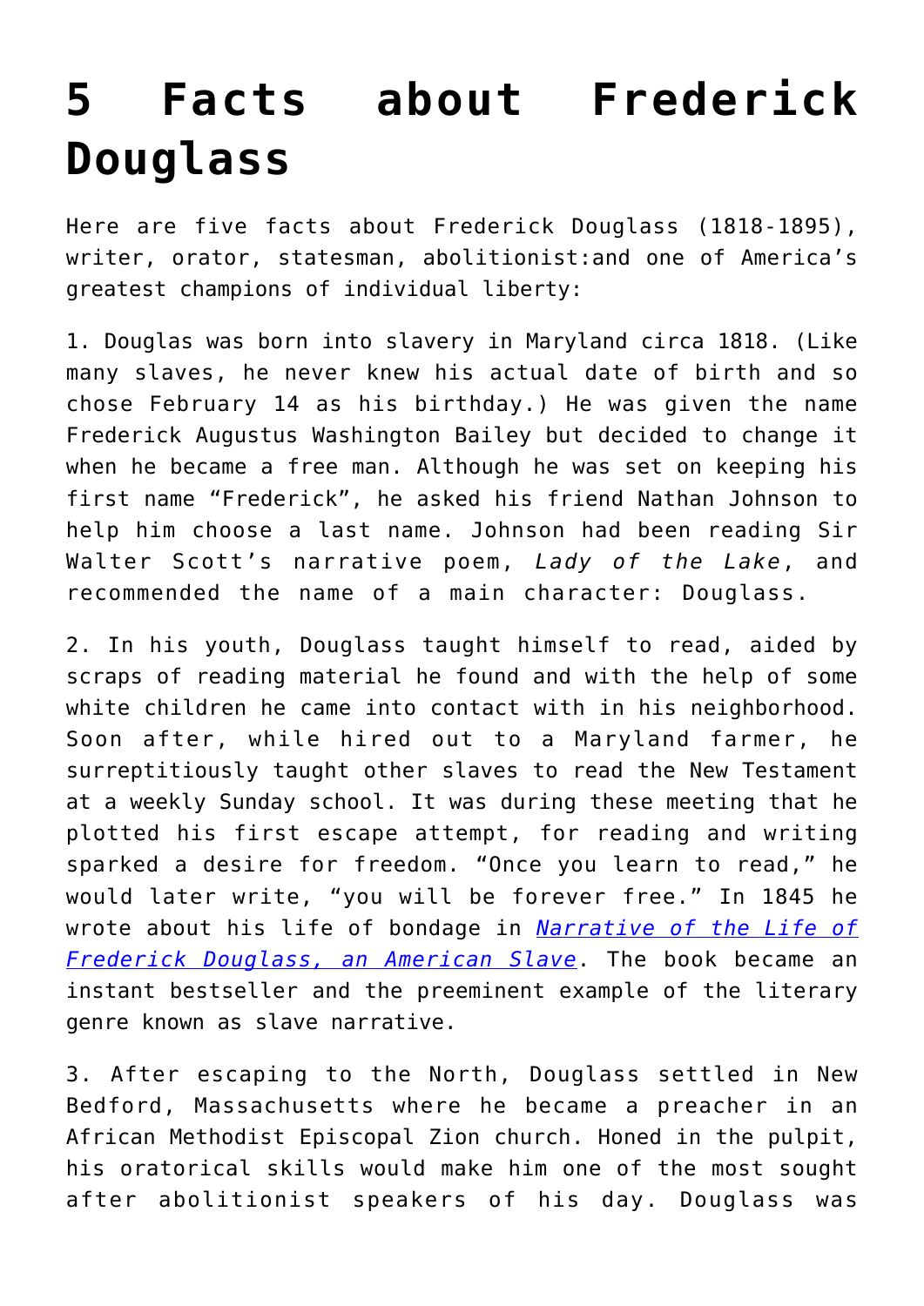# 5 Facts about Frederick Douglass

Here are five facts about Frederick Douglass (1818-1895), writer, orator, statesman, abolitionist:and one of America's greatest champions of individual liberty:

1. Douglas was born into slavery in Maryland circa 1818. (Like many slaves, he never knew his actual date of birth and so chose February 14 as his birthday.) He was given the name Frederick Augustus Washington Bailey but decided to change it when he became a free man. Although he was set on keeping his first name "Frederick", he asked his friend Nathan Johnson to help him choose a last name. Johnson had been reading Sir Walter Scott's narrative poem, *Lady of the Lake*, and recommended the name of a main character: Douglass.

2. In his youth, Douglass taught himself to read, aided by scraps of reading material he found and with the help of some white children he came into contact with in his neighborhood. Soon after, while hired out to a Maryland farmer, he surreptitiously taught other slaves to read the New Testament at a weekly Sunday school. It was during these meeting that he plotted his first escape attempt, for reading and writing sparked a desire for freedom. "Once you learn to read," he would later write, "you will be forever free." In 1845 he wrote about his life of bondage in *Narrative of the Life of Frederick Douglass, an American Slave*. The book became an instant bestseller and the preeminent example of the literary genre known as slave narrative.

3. After escaping to the North, Douglass settled in New Bedford, Massachusetts where he became a preacher in an African Methodist Episcopal Zion church. Honed in the pulpit, his oratorical skills would make him one of the most sought after abolitionist speakers of his day. Douglass was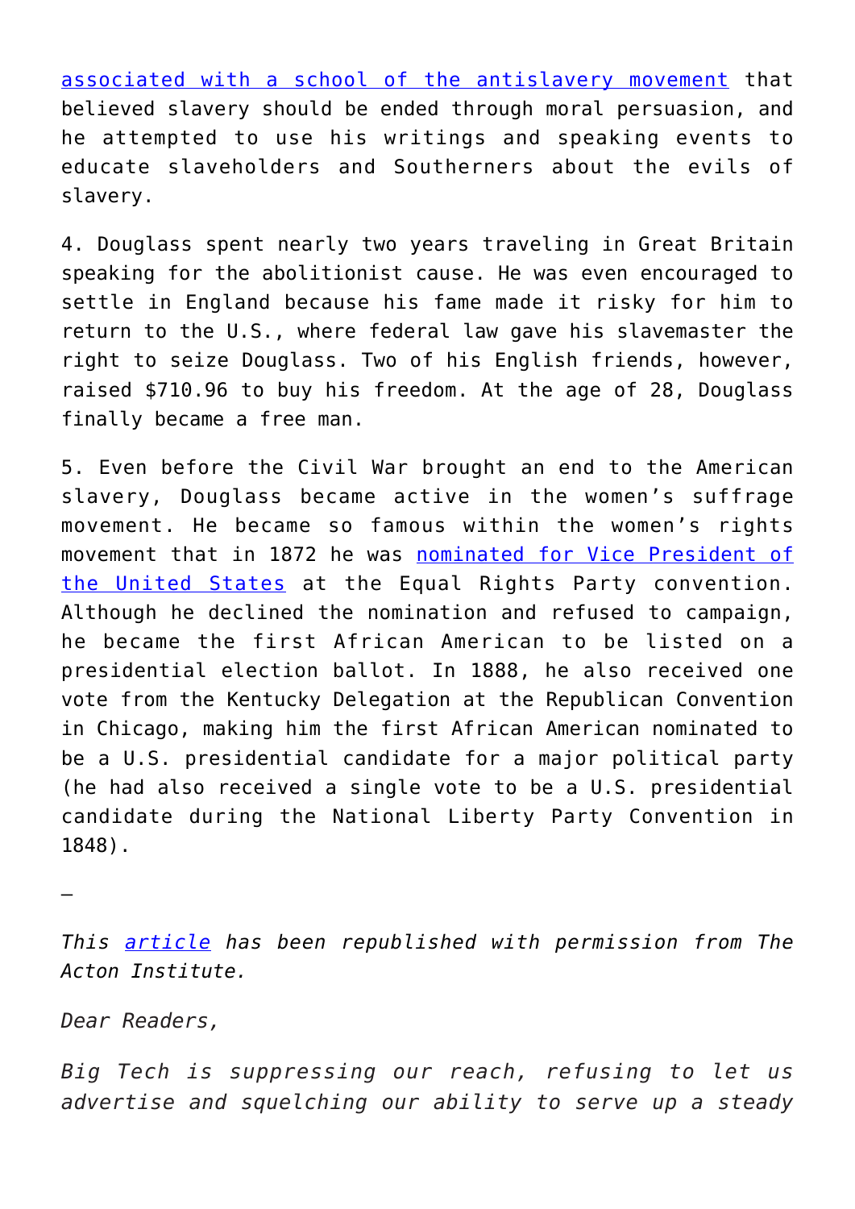[associated with a school of the antislavery movement](#) that believed slavery should be ended through moral persuasion, and he attempted to use his writings and speaking events to educate slaveholders and Southerners about the evils of slavery.

4. Douglass spent nearly two years traveling in Great Britain speaking for the abolitionist cause. He was even encouraged to settle in England because his fame made it risky for him to return to the U.S., where federal law gave his slavemaster the right to seize Douglass. Two of his English friends, however, raised $710.96 to buy his freedom. At the age of 28, Douglass finally became a free man.

5. Even before the Civil War brought an end to the American slavery, Douglass became active in the women's suffrage movement. He became so famous within the women's rights movement that in 1872 he was [nominated for Vice President of the United States](#) at the Equal Rights Party convention. Although he declined the nomination and refused to campaign, he became the first African American to be listed on a presidential election ballot. In 1888, he also received one vote from the Kentucky Delegation at the Republican Convention in Chicago, making him the first African American nominated to be a U.S. presidential candidate for a major political party (he had also received a single vote to be a U.S. presidential candidate during the National Liberty Party Convention in 1848).

—

*This [article](#) has been republished with permission from The Acton Institute.*

*Dear Readers,*

*Big Tech is suppressing our reach, refusing to let us advertise and squelching our ability to serve up a steady*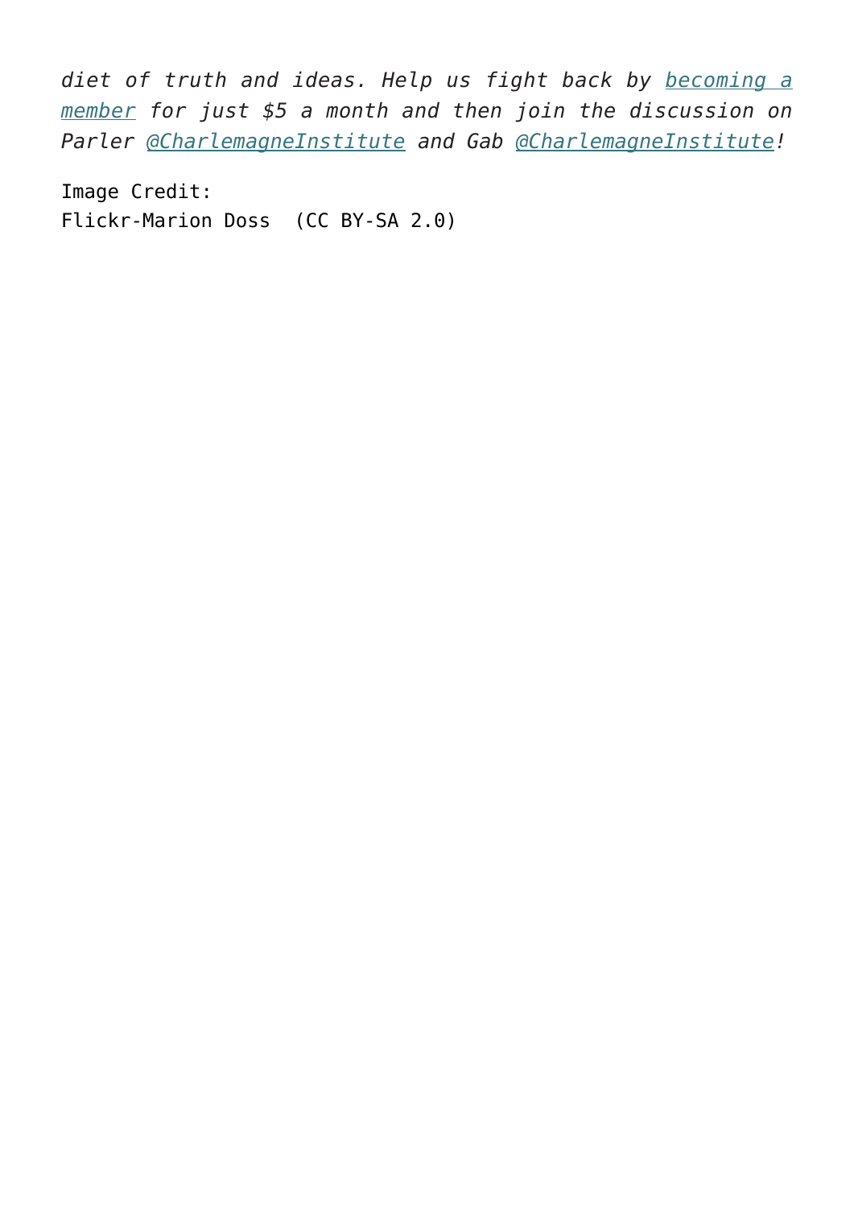*diet of truth and ideas. Help us fight back by becoming a member for just $5 a month and then join the discussion on Parler @CharlemagneInstitute and Gab @CharlemagneInstitute!*

Image Credit:
Flickr-Marion Doss (CC BY-SA 2.0)